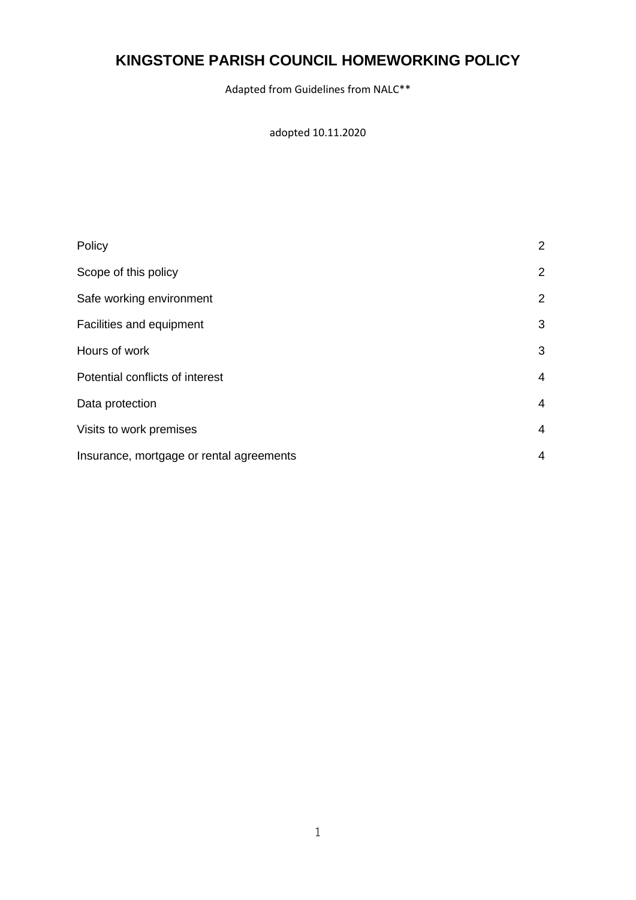# KINGSTONE PARISH COUNCIL HOMEWORKING POLICY

Adapted from Guidelines from NALC**

adopted 10.11.2020

| | |
|---|---|
| Policy | 2 |
| Scope of this policy | 2 |
| Safe working environment | 2 |
| Facilities and equipment | 3 |
| Hours of work | 3 |
| Potential conflicts of interest | 4 |
| Data protection | 4 |
| Visits to work premises | 4 |
| Insurance, mortgage or rental agreements | 4 |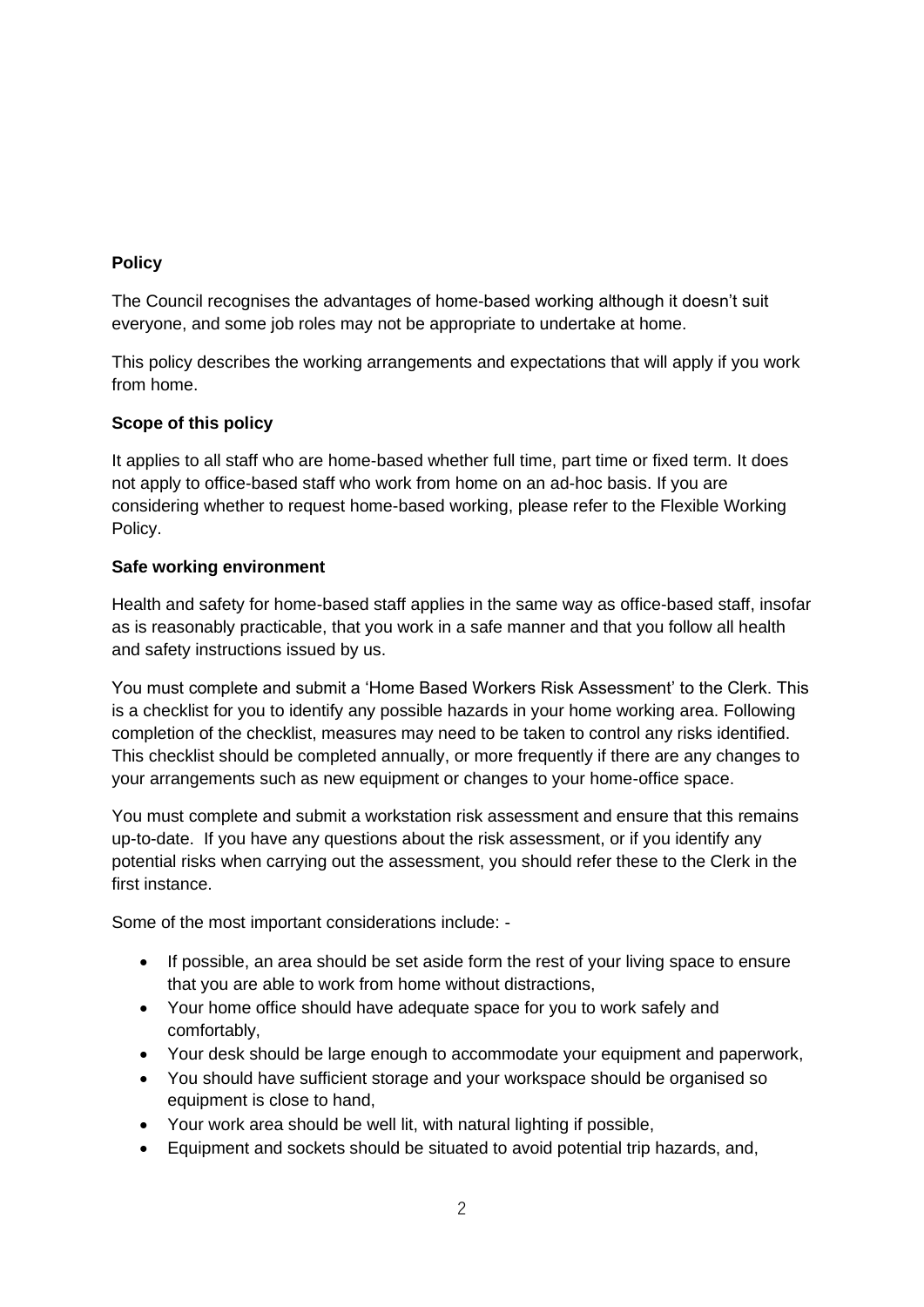**Policy**

The Council recognises the advantages of home-based working although it doesn't suit everyone, and some job roles may not be appropriate to undertake at home.

This policy describes the working arrangements and expectations that will apply if you work from home.

**Scope of this policy**

It applies to all staff who are home-based whether full time, part time or fixed term. It does not apply to office-based staff who work from home on an ad-hoc basis. If you are considering whether to request home-based working, please refer to the Flexible Working Policy.

**Safe working environment**

Health and safety for home-based staff applies in the same way as office-based staff, insofar as is reasonably practicable, that you work in a safe manner and that you follow all health and safety instructions issued by us.

You must complete and submit a 'Home Based Workers Risk Assessment' to the Clerk. This is a checklist for you to identify any possible hazards in your home working area. Following completion of the checklist, measures may need to be taken to control any risks identified. This checklist should be completed annually, or more frequently if there are any changes to your arrangements such as new equipment or changes to your home-office space.

You must complete and submit a workstation risk assessment and ensure that this remains up-to-date. If you have any questions about the risk assessment, or if you identify any potential risks when carrying out the assessment, you should refer these to the Clerk in the first instance.

Some of the most important considerations include: -

- If possible, an area should be set aside form the rest of your living space to ensure that you are able to work from home without distractions,
- Your home office should have adequate space for you to work safely and comfortably,
- Your desk should be large enough to accommodate your equipment and paperwork,
- You should have sufficient storage and your workspace should be organised so equipment is close to hand,
- Your work area should be well lit, with natural lighting if possible,
- Equipment and sockets should be situated to avoid potential trip hazards, and,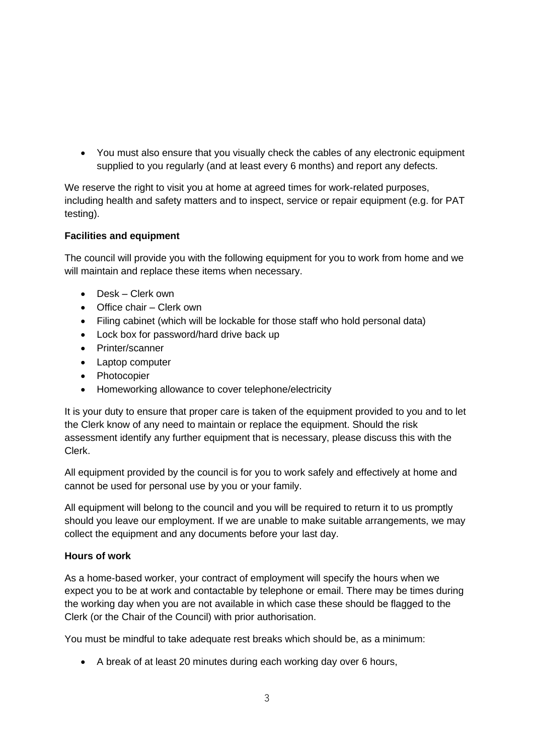- You must also ensure that you visually check the cables of any electronic equipment supplied to you regularly (and at least every 6 months) and report any defects.

We reserve the right to visit you at home at agreed times for work-related purposes, including health and safety matters and to inspect, service or repair equipment (e.g. for PAT testing).

**Facilities and equipment**

The council will provide you with the following equipment for you to work from home and we will maintain and replace these items when necessary.

- Desk – Clerk own
- Office chair – Clerk own
- Filing cabinet (which will be lockable for those staff who hold personal data)
- Lock box for password/hard drive back up
- Printer/scanner
- Laptop computer
- Photocopier
- Homeworking allowance to cover telephone/electricity

It is your duty to ensure that proper care is taken of the equipment provided to you and to let the Clerk know of any need to maintain or replace the equipment. Should the risk assessment identify any further equipment that is necessary, please discuss this with the Clerk.

All equipment provided by the council is for you to work safely and effectively at home and cannot be used for personal use by you or your family.

All equipment will belong to the council and you will be required to return it to us promptly should you leave our employment. If we are unable to make suitable arrangements, we may collect the equipment and any documents before your last day.

**Hours of work**

As a home-based worker, your contract of employment will specify the hours when we expect you to be at work and contactable by telephone or email. There may be times during the working day when you are not available in which case these should be flagged to the Clerk (or the Chair of the Council) with prior authorisation.

You must be mindful to take adequate rest breaks which should be, as a minimum:

- A break of at least 20 minutes during each working day over 6 hours,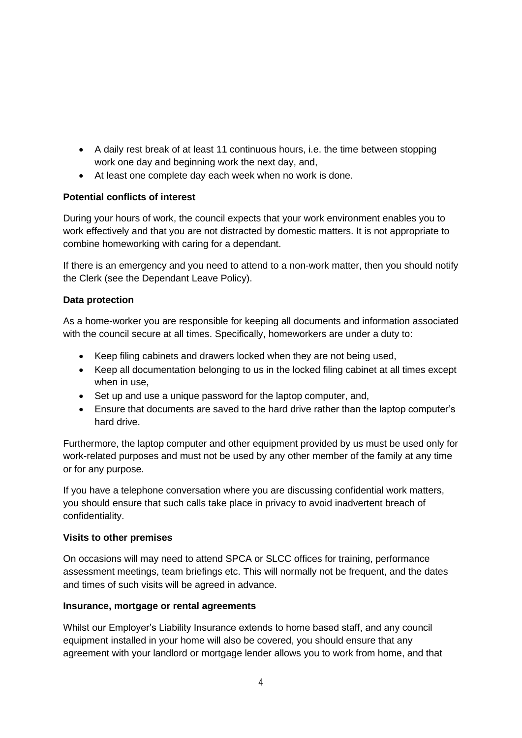- A daily rest break of at least 11 continuous hours, i.e. the time between stopping work one day and beginning work the next day, and,
- At least one complete day each week when no work is done.

**Potential conflicts of interest**

During your hours of work, the council expects that your work environment enables you to work effectively and that you are not distracted by domestic matters. It is not appropriate to combine homeworking with caring for a dependant.

If there is an emergency and you need to attend to a non-work matter, then you should notify the Clerk (see the Dependant Leave Policy).

**Data protection**

As a home-worker you are responsible for keeping all documents and information associated with the council secure at all times. Specifically, homeworkers are under a duty to:

- Keep filing cabinets and drawers locked when they are not being used,
- Keep all documentation belonging to us in the locked filing cabinet at all times except when in use,
- Set up and use a unique password for the laptop computer, and,
- Ensure that documents are saved to the hard drive rather than the laptop computer's hard drive.

Furthermore, the laptop computer and other equipment provided by us must be used only for work-related purposes and must not be used by any other member of the family at any time or for any purpose.

If you have a telephone conversation where you are discussing confidential work matters, you should ensure that such calls take place in privacy to avoid inadvertent breach of confidentiality.

**Visits to other premises**

On occasions will may need to attend SPCA or SLCC offices for training, performance assessment meetings, team briefings etc. This will normally not be frequent, and the dates and times of such visits will be agreed in advance.

**Insurance, mortgage or rental agreements**

Whilst our Employer's Liability Insurance extends to home based staff, and any council equipment installed in your home will also be covered, you should ensure that any agreement with your landlord or mortgage lender allows you to work from home, and that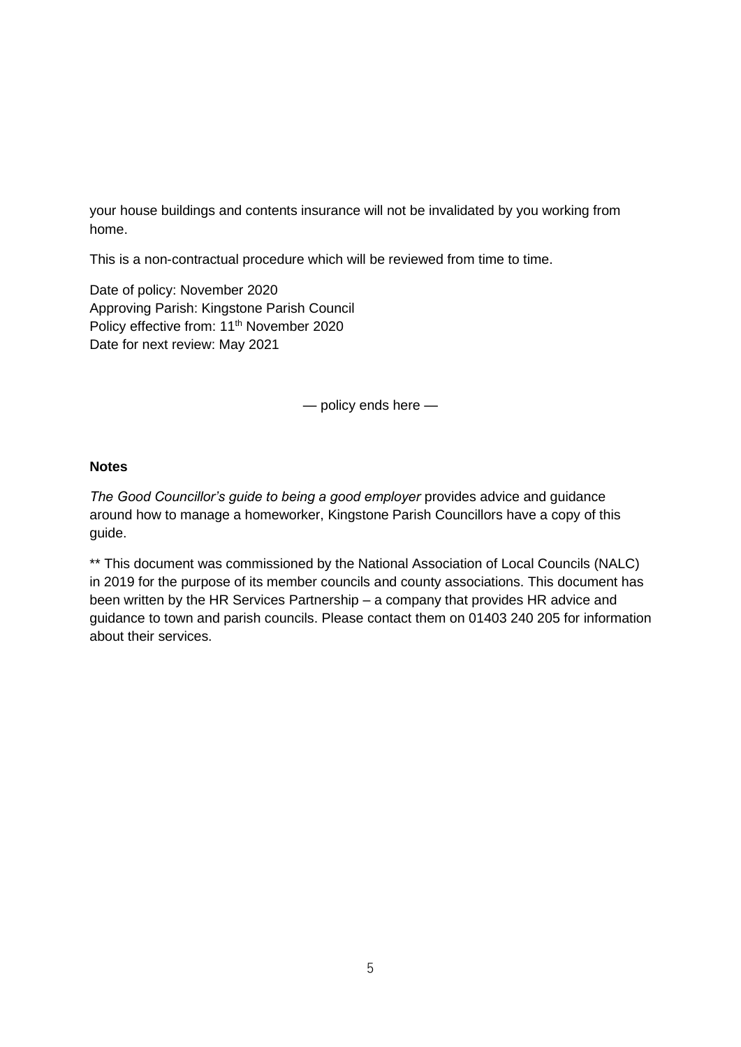your house buildings and contents insurance will not be invalidated by you working from home.

This is a non-contractual procedure which will be reviewed from time to time.

Date of policy: November 2020
Approving Parish: Kingstone Parish Council
Policy effective from: 11th November 2020
Date for next review: May 2021

— policy ends here —

**Notes**

*The Good Councillor's guide to being a good employer* provides advice and guidance around how to manage a homeworker, Kingstone Parish Councillors have a copy of this guide.

** This document was commissioned by the National Association of Local Councils (NALC) in 2019 for the purpose of its member councils and county associations. This document has been written by the HR Services Partnership – a company that provides HR advice and guidance to town and parish councils. Please contact them on 01403 240 205 for information about their services.